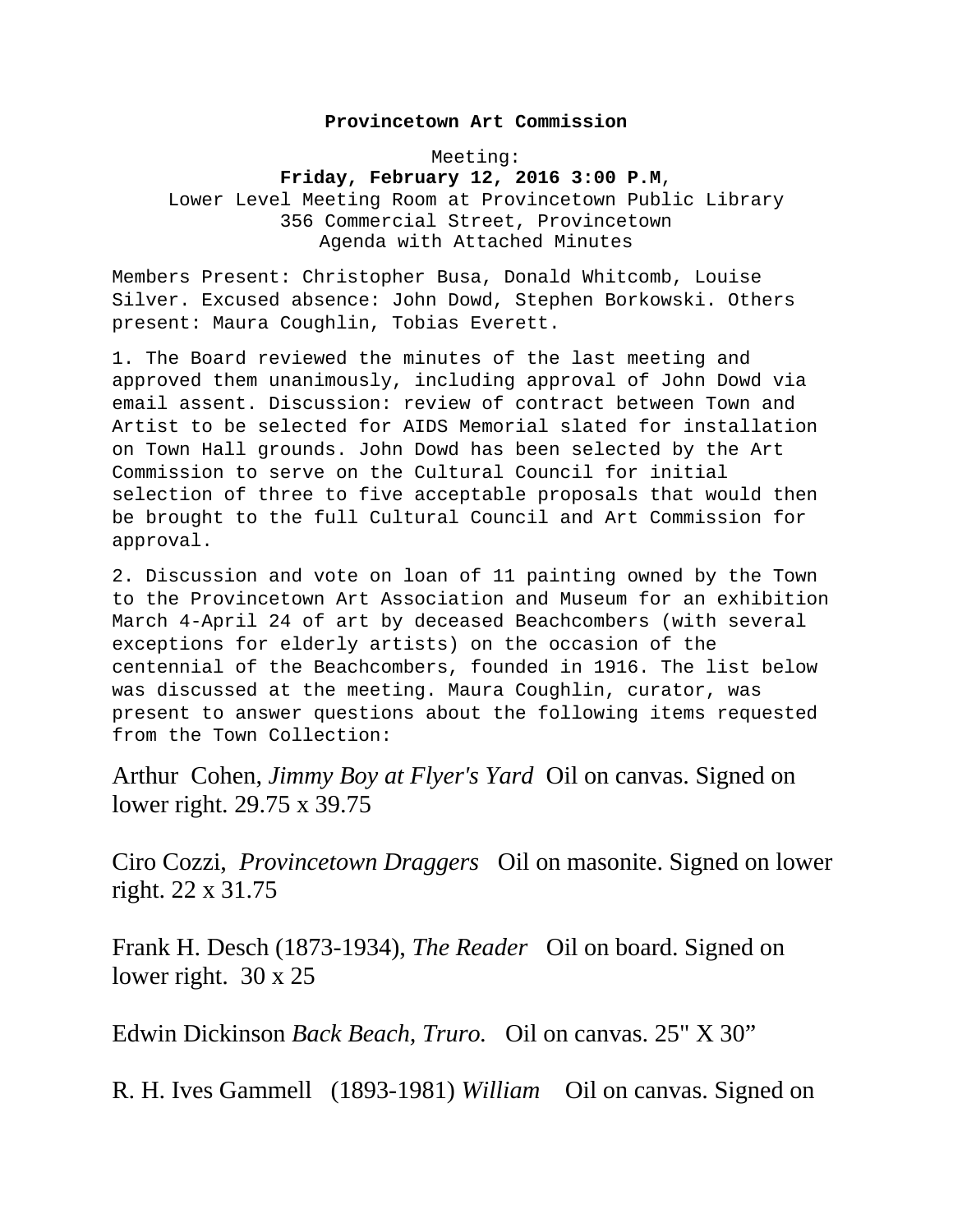**Provincetown Art Commission**

Meeting:
**Friday, February 12, 2016 3:00 P.M**,
Lower Level Meeting Room at Provincetown Public Library
356 Commercial Street, Provincetown
Agenda with Attached Minutes

Members Present: Christopher Busa, Donald Whitcomb, Louise Silver. Excused absence: John Dowd, Stephen Borkowski. Others present: Maura Coughlin, Tobias Everett.

1. The Board reviewed the minutes of the last meeting and approved them unanimously, including approval of John Dowd via email assent. Discussion: review of contract between Town and Artist to be selected for AIDS Memorial slated for installation on Town Hall grounds. John Dowd has been selected by the Art Commission to serve on the Cultural Council for initial selection of three to five acceptable proposals that would then be brought to the full Cultural Council and Art Commission for approval.

2. Discussion and vote on loan of 11 painting owned by the Town to the Provincetown Art Association and Museum for an exhibition March 4-April 24 of art by deceased Beachcombers (with several exceptions for elderly artists) on the occasion of the centennial of the Beachcombers, founded in 1916. The list below was discussed at the meeting. Maura Coughlin, curator, was present to answer questions about the following items requested from the Town Collection:

Arthur Cohen, *Jimmy Boy at Flyer's Yard* Oil on canvas. Signed on lower right. 29.75 x 39.75

Ciro Cozzi, *Provincetown Draggers* Oil on masonite. Signed on lower right. 22 x 31.75

Frank H. Desch (1873-1934), *The Reader* Oil on board. Signed on lower right. 30 x 25

Edwin Dickinson *Back Beach, Truro.* Oil on canvas. 25" X 30”

R. H. Ives Gammell (1893-1981) *William* Oil on canvas. Signed on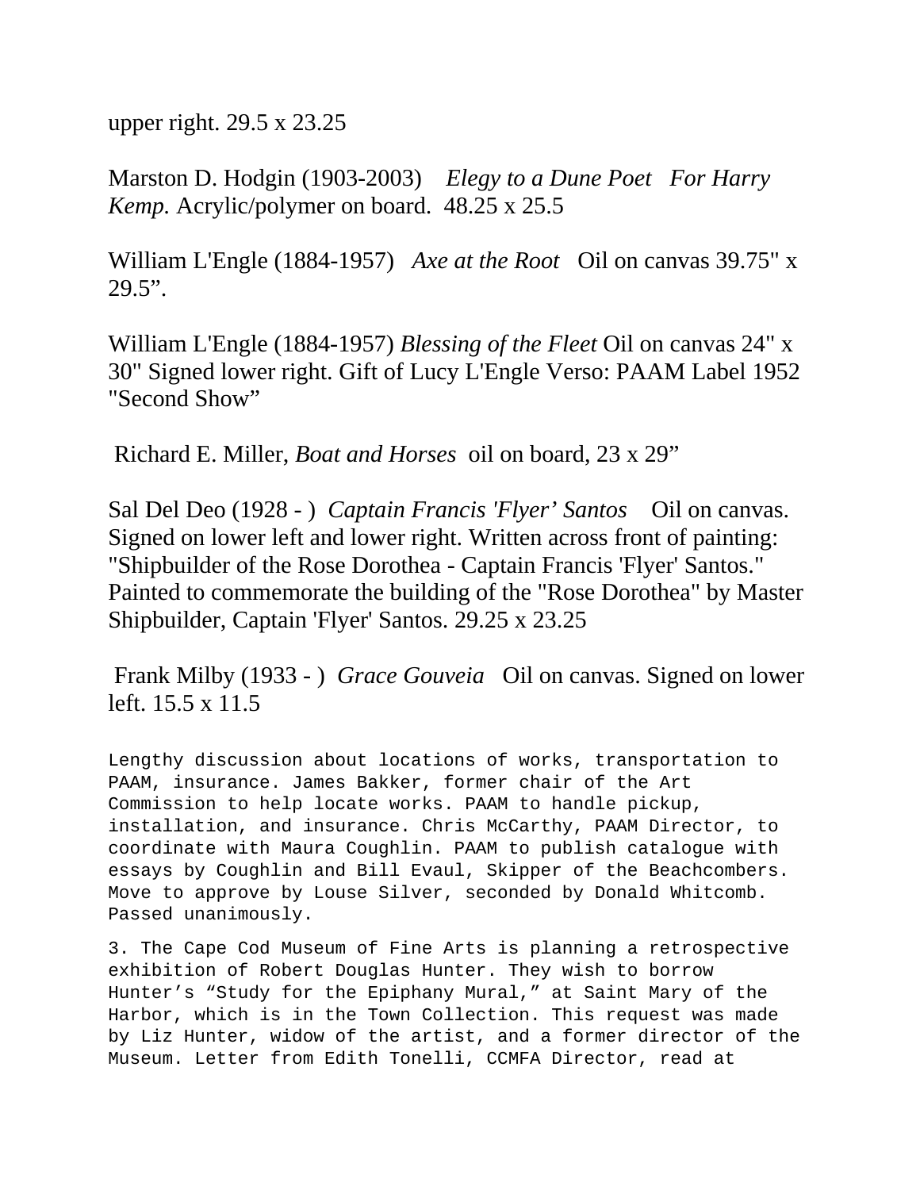upper right. 29.5 x 23.25

Marston D. Hodgin (1903-2003) *Elegy to a Dune Poet For Harry Kemp.* Acrylic/polymer on board. 48.25 x 25.5

William L'Engle (1884-1957) *Axe at the Root* Oil on canvas 39.75" x 29.5".

William L'Engle (1884-1957) *Blessing of the Fleet* Oil on canvas 24" x 30" Signed lower right. Gift of Lucy L'Engle Verso: PAAM Label 1952 "Second Show"

Richard E. Miller, *Boat and Horses* oil on board, 23 x 29"

Sal Del Deo (1928 - ) *Captain Francis 'Flyer' Santos* Oil on canvas. Signed on lower left and lower right. Written across front of painting: "Shipbuilder of the Rose Dorothea - Captain Francis 'Flyer' Santos." Painted to commemorate the building of the "Rose Dorothea" by Master Shipbuilder, Captain 'Flyer' Santos. 29.25 x 23.25

Frank Milby (1933 - ) *Grace Gouveia* Oil on canvas. Signed on lower left. 15.5 x 11.5

Lengthy discussion about locations of works, transportation to PAAM, insurance. James Bakker, former chair of the Art Commission to help locate works. PAAM to handle pickup, installation, and insurance. Chris McCarthy, PAAM Director, to coordinate with Maura Coughlin. PAAM to publish catalogue with essays by Coughlin and Bill Evaul, Skipper of the Beachcombers. Move to approve by Louse Silver, seconded by Donald Whitcomb. Passed unanimously.

3. The Cape Cod Museum of Fine Arts is planning a retrospective exhibition of Robert Douglas Hunter. They wish to borrow Hunter's "Study for the Epiphany Mural," at Saint Mary of the Harbor, which is in the Town Collection. This request was made by Liz Hunter, widow of the artist, and a former director of the Museum. Letter from Edith Tonelli, CCMFA Director, read at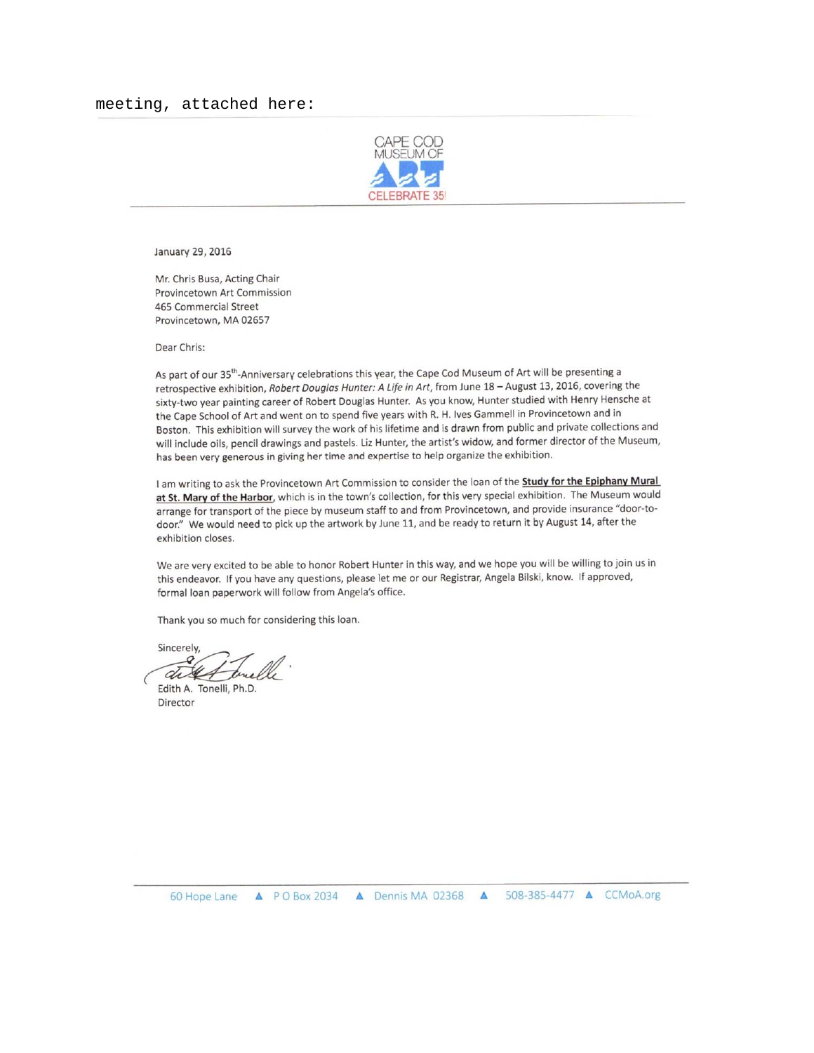meeting, attached here:

CAPE COD MUSEUM OF ART

CELEBRATE 35!

January 29, 2016

Mr. Chris Busa, Acting Chair
Provincetown Art Commission
465 Commercial Street
Provincetown, MA 02657

Dear Chris:

As part of our 35th-Anniversary celebrations this year, the Cape Cod Museum of Art will be presenting a retrospective exhibition, *Robert Douglas Hunter: A Life in Art*, from June 18 – August 13, 2016, covering the sixty-two year painting career of Robert Douglas Hunter. As you know, Hunter studied with Henry Hensche at the Cape School of Art and went on to spend five years with R. H. Ives Gammell in Provincetown and in Boston. This exhibition will survey the work of his lifetime and is drawn from public and private collections and will include oils, pencil drawings and pastels. Liz Hunter, the artist's widow, and former director of the Museum, has been very generous in giving her time and expertise to help organize the exhibition.

I am writing to ask the Provincetown Art Commission to consider the loan of the **Study for the Epiphany Mural at St. Mary of the Harbor**, which is in the town's collection, for this very special exhibition. The Museum would arrange for transport of the piece by museum staff to and from Provincetown, and provide insurance "door-to-door." We would need to pick up the artwork by June 11, and be ready to return it by August 14, after the exhibition closes.

We are very excited to be able to honor Robert Hunter in this way, and we hope you will be willing to join us in this endeavor. If you have any questions, please let me or our Registrar, Angela Bilski, know. If approved, formal loan paperwork will follow from Angela's office.

Thank you so much for considering this loan.

Sincerely,

Edith A. Tonelli, Ph.D.
Director

60 Hope Lane ▲ P O Box 2034 ▲ Dennis MA 02368 ▲ 508-385-4477 ▲ CCMoA.org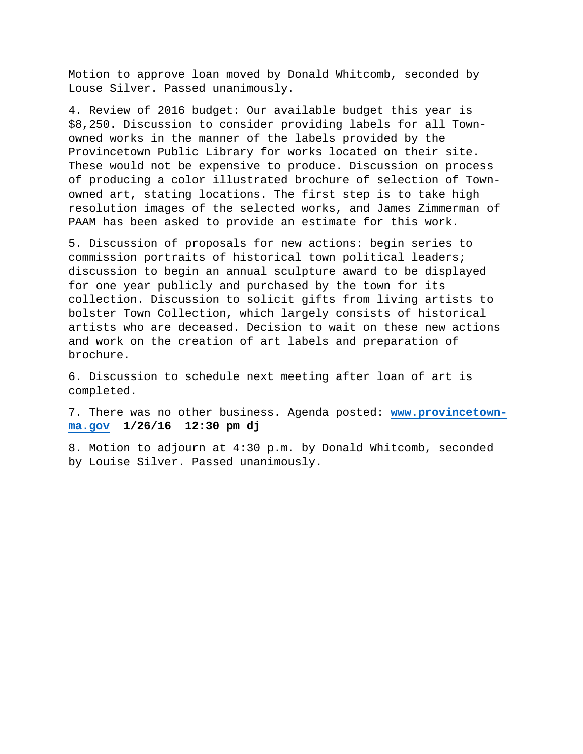Motion to approve loan moved by Donald Whitcomb, seconded by Louse Silver. Passed unanimously.

4. Review of 2016 budget: Our available budget this year is $8,250. Discussion to consider providing labels for all Town-owned works in the manner of the labels provided by the Provincetown Public Library for works located on their site. These would not be expensive to produce. Discussion on process of producing a color illustrated brochure of selection of Town-owned art, stating locations. The first step is to take high resolution images of the selected works, and James Zimmerman of PAAM has been asked to provide an estimate for this work.

5. Discussion of proposals for new actions: begin series to commission portraits of historical town political leaders; discussion to begin an annual sculpture award to be displayed for one year publicly and purchased by the town for its collection. Discussion to solicit gifts from living artists to bolster Town Collection, which largely consists of historical artists who are deceased. Decision to wait on these new actions and work on the creation of art labels and preparation of brochure.

6. Discussion to schedule next meeting after loan of art is completed.

7. There was no other business. Agenda posted: **www.provincetown-ma.gov** **1/26/16 12:30 pm dj**

8. Motion to adjourn at 4:30 p.m. by Donald Whitcomb, seconded by Louise Silver. Passed unanimously.